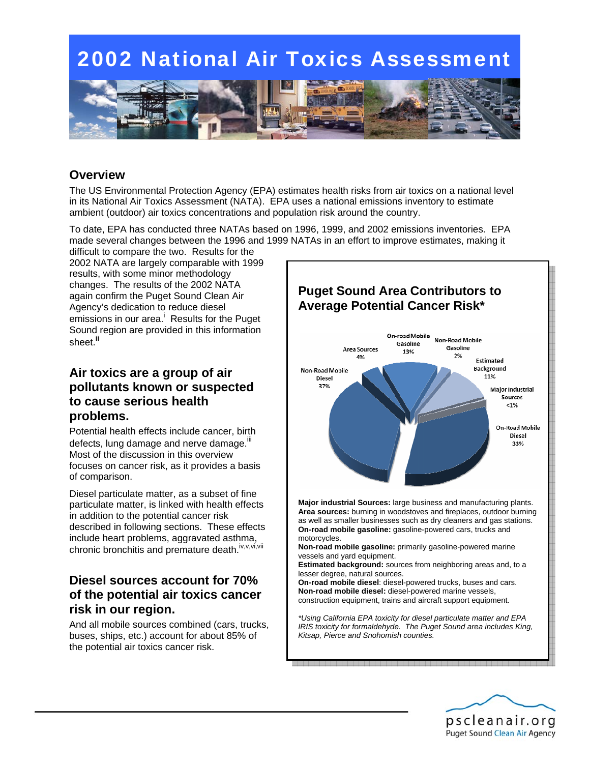# 2002 National Air Toxics Assessment

## Overview

The US Environmental Protection Agency (EPA) estimates health risks from air toxics on a national level in its National Air Toxics Assessment (NATA). EPA uses a national emissions inventory to estimate ambient (outdoor) air toxics concentrations and population risk around the country.

To date, EPA has conducted three NATAs based on 1996, 1999, and 2002 emissions inventories. EPA made several changes between the 1996 and 1999 NATAs in an effort to improve estimates, making it difficult to compare the two. Results for the 2002 NATA are largely comparable with 1999 results, with some minor methodology changes. The results of the 2002 NATA again confirm the Puget Sound Clean Air Agency's dedication to reduce diesel emissions in our area.[i] Results for the Puget Sound region are provided in this information sheet.[ii]

## Air toxics are a group of air pollutants known or suspected to cause serious health problems.

Potential health effects include cancer, birth defects, lung damage and nerve damage.[iii] Most of the discussion in this overview focuses on cancer risk, as it provides a basis of comparison.

Diesel particulate matter, as a subset of fine particulate matter, is linked with health effects in addition to the potential cancer risk described in following sections. These effects include heart problems, aggravated asthma, chronic bronchitis and premature death.[iv,v,vi,vii]

## Diesel sources account for 70% of the potential air toxics cancer risk in our region.

And all mobile sources combined (cars, trucks, buses, ships, etc.) account for about 85% of the potential air toxics cancer risk.

### Puget Sound Area Contributors to Average Potential Cancer Risk*

| Source | Share |
|---|---|
| Non-Road Mobile Diesel | 37% |
| On-Road Mobile Diesel | 33% |
| On-road Mobile Gasoline | 13% |
| Estimated Background | 11% |
| Area Sources | 4% |
| Non-Road Mobile Gasoline | 2% |
| Major Industrial Sources | <1% |

**Major industrial Sources:** large business and manufacturing plants.
**Area sources:** burning in woodstoves and fireplaces, outdoor burning as well as smaller businesses such as dry cleaners and gas stations.
**On-road mobile gasoline:** gasoline-powered cars, trucks and motorcycles.
**Non-road mobile gasoline:** primarily gasoline-powered marine vessels and yard equipment.
**Estimated background:** sources from neighboring areas and, to a lesser degree, natural sources.
**On-road mobile diesel**: diesel-powered trucks, buses and cars.
**Non-road mobile diesel:** diesel-powered marine vessels, construction equipment, trains and aircraft support equipment.

*\*Using California EPA toxicity for diesel particulate matter and EPA IRIS toxicity for formaldehyde. The Puget Sound area includes King, Kitsap, Pierce and Snohomish counties.*

pscleanair.org
Puget Sound Clean Air Agency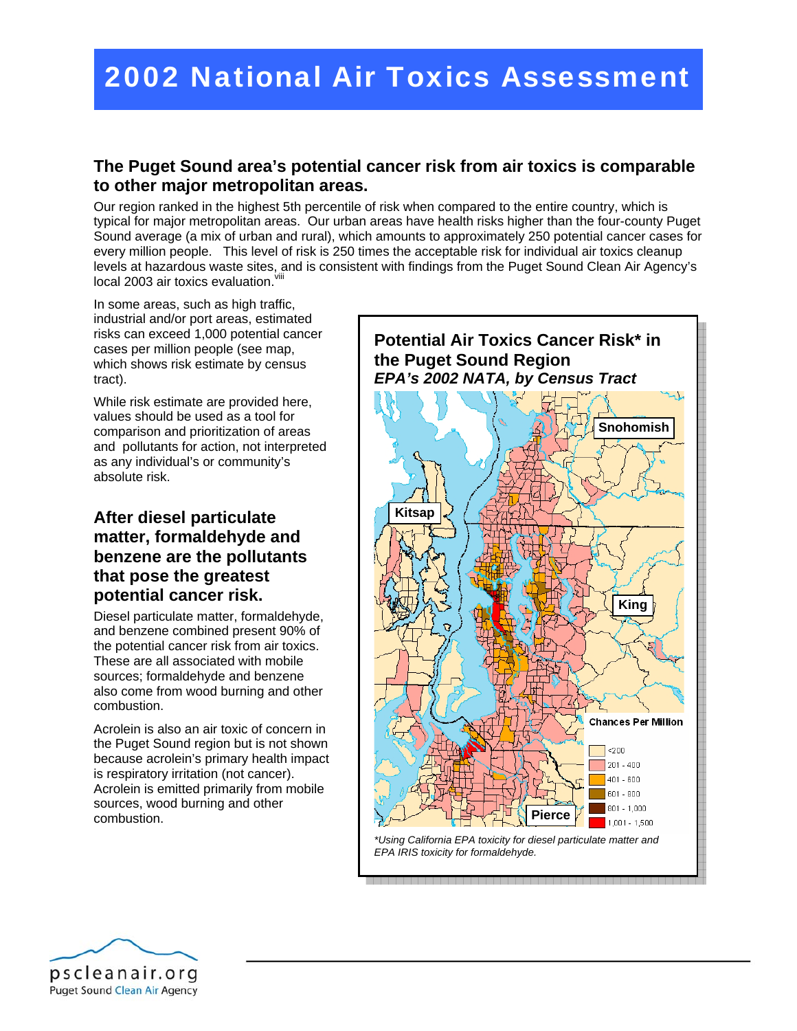# 2002 National Air Toxics Assessment

## The Puget Sound area's potential cancer risk from air toxics is comparable to other major metropolitan areas.

Our region ranked in the highest 5th percentile of risk when compared to the entire country, which is typical for major metropolitan areas. Our urban areas have health risks higher than the four-county Puget Sound average (a mix of urban and rural), which amounts to approximately 250 potential cancer cases for every million people. This level of risk is 250 times the acceptable risk for individual air toxics cleanup levels at hazardous waste sites, and is consistent with findings from the Puget Sound Clean Air Agency's local 2003 air toxics evaluation.[viii]

In some areas, such as high traffic, industrial and/or port areas, estimated risks can exceed 1,000 potential cancer cases per million people (see map, which shows risk estimate by census tract).

While risk estimate are provided here, values should be used as a tool for comparison and prioritization of areas and pollutants for action, not interpreted as any individual's or community's absolute risk.

## After diesel particulate matter, formaldehyde and benzene are the pollutants that pose the greatest potential cancer risk.

Diesel particulate matter, formaldehyde, and benzene combined present 90% of the potential cancer risk from air toxics. These are all associated with mobile sources; formaldehyde and benzene also come from wood burning and other combustion.

Acrolein is also an air toxic of concern in the Puget Sound region but is not shown because acrolein's primary health impact is respiratory irritation (not cancer). Acrolein is emitted primarily from mobile sources, wood burning and other combustion.

**Potential Air Toxics Cancer Risk* in the Puget Sound Region**
***EPA's 2002 NATA, by Census Tract***

Snohomish, Kitsap, King, Pierce

Chances Per Million

- <200
- 201 - 400
- 401 - 600
- 601 - 800
- 801 - 1,000
- 1,001 - 1,500

*\*Using California EPA toxicity for diesel particulate matter and EPA IRIS toxicity for formaldehyde.*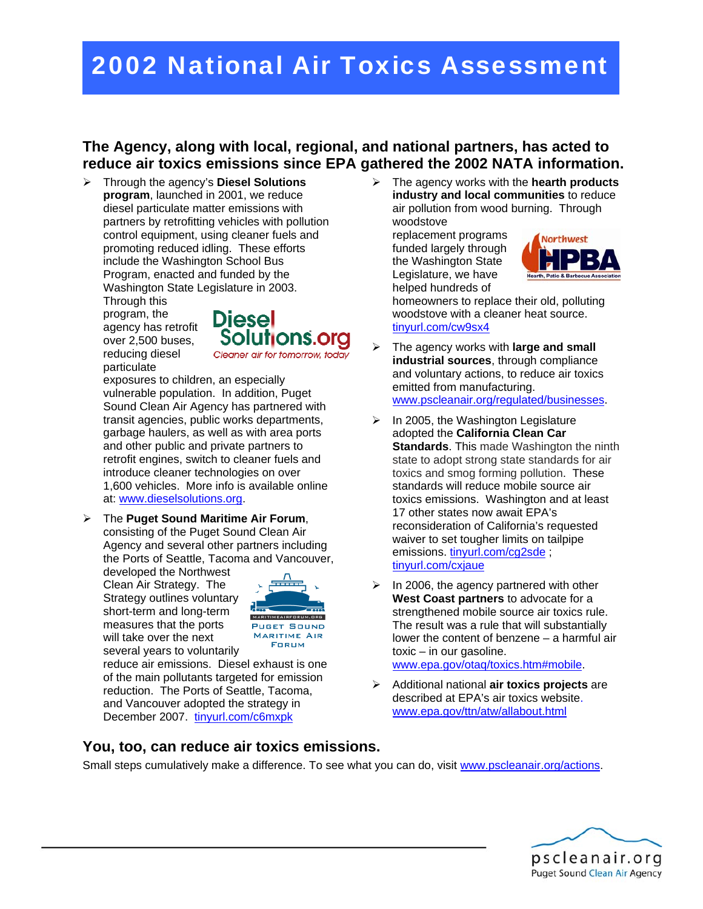# 2002 National Air Toxics Assessment

## The Agency, along with local, regional, and national partners, has acted to reduce air toxics emissions since EPA gathered the 2002 NATA information.

- Through the agency's **Diesel Solutions program**, launched in 2001, we reduce diesel particulate matter emissions with partners by retrofitting vehicles with pollution control equipment, using cleaner fuels and promoting reduced idling. These efforts include the Washington School Bus Program, enacted and funded by the Washington State Legislature in 2003. Through this program, the agency has retrofit over 2,500 buses, reducing diesel particulate exposures to children, an especially vulnerable population. In addition, Puget Sound Clean Air Agency has partnered with transit agencies, public works departments, garbage haulers, as well as with area ports and other public and private partners to retrofit engines, switch to cleaner fuels and introduce cleaner technologies on over 1,600 vehicles. More info is available online at: www.dieselsolutions.org.

- The **Puget Sound Maritime Air Forum**, consisting of the Puget Sound Clean Air Agency and several other partners including the Ports of Seattle, Tacoma and Vancouver, developed the Northwest Clean Air Strategy. The Strategy outlines voluntary short-term and long-term measures that the ports will take over the next several years to voluntarily reduce air emissions. Diesel exhaust is one of the main pollutants targeted for emission reduction. The Ports of Seattle, Tacoma, and Vancouver adopted the strategy in December 2007. tinyurl.com/c6mxpk

- The agency works with the **hearth products industry and local communities** to reduce air pollution from wood burning. Through woodstove replacement programs funded largely through the Washington State Legislature, we have helped hundreds of homeowners to replace their old, polluting woodstove with a cleaner heat source. tinyurl.com/cw9sx4

- The agency works with **large and small industrial sources**, through compliance and voluntary actions, to reduce air toxics emitted from manufacturing. www.pscleanair.org/regulated/businesses.

- In 2005, the Washington Legislature adopted the **California Clean Car Standards**. This made Washington the ninth state to adopt strong state standards for air toxics and smog forming pollution. These standards will reduce mobile source air toxics emissions. Washington and at least 17 other states now await EPA's reconsideration of California's requested waiver to set tougher limits on tailpipe emissions. tinyurl.com/cg2sde ; tinyurl.com/cxjaue

- In 2006, the agency partnered with other **West Coast partners** to advocate for a strengthened mobile source air toxics rule. The result was a rule that will substantially lower the content of benzene – a harmful air toxic – in our gasoline. www.epa.gov/otaq/toxics.htm#mobile.

- Additional national **air toxics projects** are described at EPA's air toxics website. www.epa.gov/ttn/atw/allabout.html

## You, too, can reduce air toxics emissions.

Small steps cumulatively make a difference. To see what you can do, visit www.pscleanair.org/actions.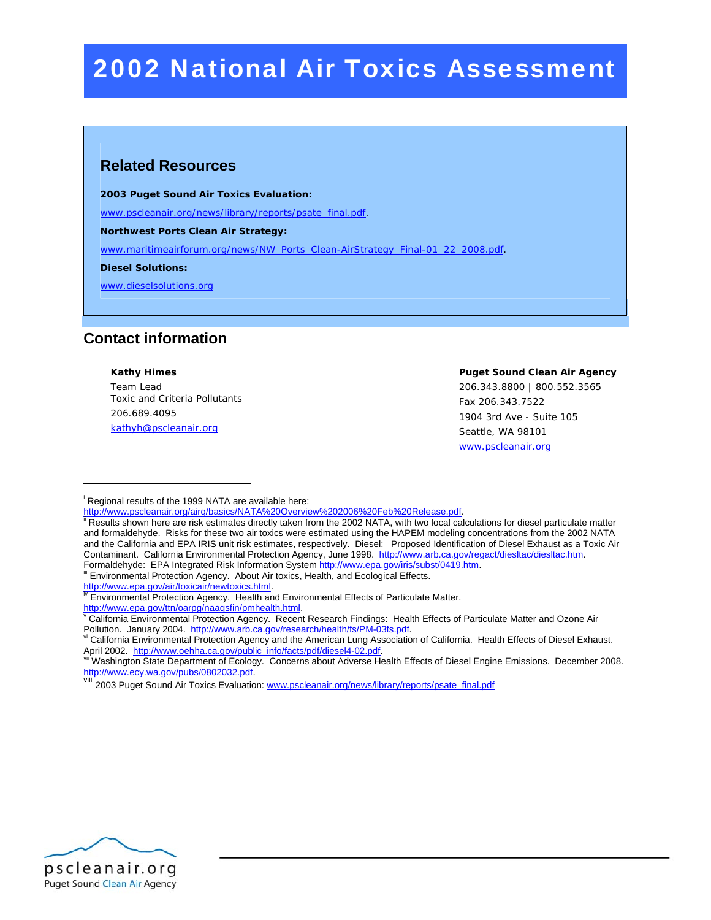# 2002 National Air Toxics Assessment

## Related Resources

**2003 Puget Sound Air Toxics Evaluation:**

www.pscleanair.org/news/library/reports/psate_final.pdf.

**Northwest Ports Clean Air Strategy:**

www.maritimeairforum.org/news/NW_Ports_Clean-AirStrategy_Final-01_22_2008.pdf.

**Diesel Solutions:**

www.dieselsolutions.org

## Contact information

**Kathy Himes**
Team Lead
Toxic and Criteria Pollutants
206.689.4095
kathyh@pscleanair.org

**Puget Sound Clean Air Agency**
206.343.8800 | 800.552.3565
Fax 206.343.7522
1904 3rd Ave - Suite 105
Seattle, WA 98101
www.pscleanair.org

---

[i] Regional results of the 1999 NATA are available here: http://www.pscleanair.org/airq/basics/NATA%20Overview%202006%20Feb%20Release.pdf.

[ii] Results shown here are risk estimates directly taken from the 2002 NATA, with two local calculations for diesel particulate matter and formaldehyde. Risks for these two air toxics were estimated using the HAPEM modeling concentrations from the 2002 NATA and the California and EPA IRIS unit risk estimates, respectively. Diesel: Proposed Identification of Diesel Exhaust as a Toxic Air Contaminant. California Environmental Protection Agency, June 1998. http://www.arb.ca.gov/regact/diesltac/diesltac.htm. Formaldehyde: EPA Integrated Risk Information System http://www.epa.gov/iris/subst/0419.htm.

[iii] Environmental Protection Agency. About Air toxics, Health, and Ecological Effects. http://www.epa.gov/air/toxicair/newtoxics.html.

[iv] Environmental Protection Agency. Health and Environmental Effects of Particulate Matter. http://www.epa.gov/ttn/oarpg/naaqsfin/pmhealth.html.

[v] California Environmental Protection Agency. Recent Research Findings: Health Effects of Particulate Matter and Ozone Air Pollution. January 2004. http://www.arb.ca.gov/research/health/fs/PM-03fs.pdf.

[vi] California Environmental Protection Agency and the American Lung Association of California. Health Effects of Diesel Exhaust. April 2002. http://www.oehha.ca.gov/public_info/facts/pdf/diesel4-02.pdf.

[vii] Washington State Department of Ecology. Concerns about Adverse Health Effects of Diesel Engine Emissions. December 2008. http://www.ecy.wa.gov/pubs/0802032.pdf.

[viii] 2003 Puget Sound Air Toxics Evaluation: www.pscleanair.org/news/library/reports/psate_final.pdf

pscleanair.org
Puget Sound Clean Air Agency